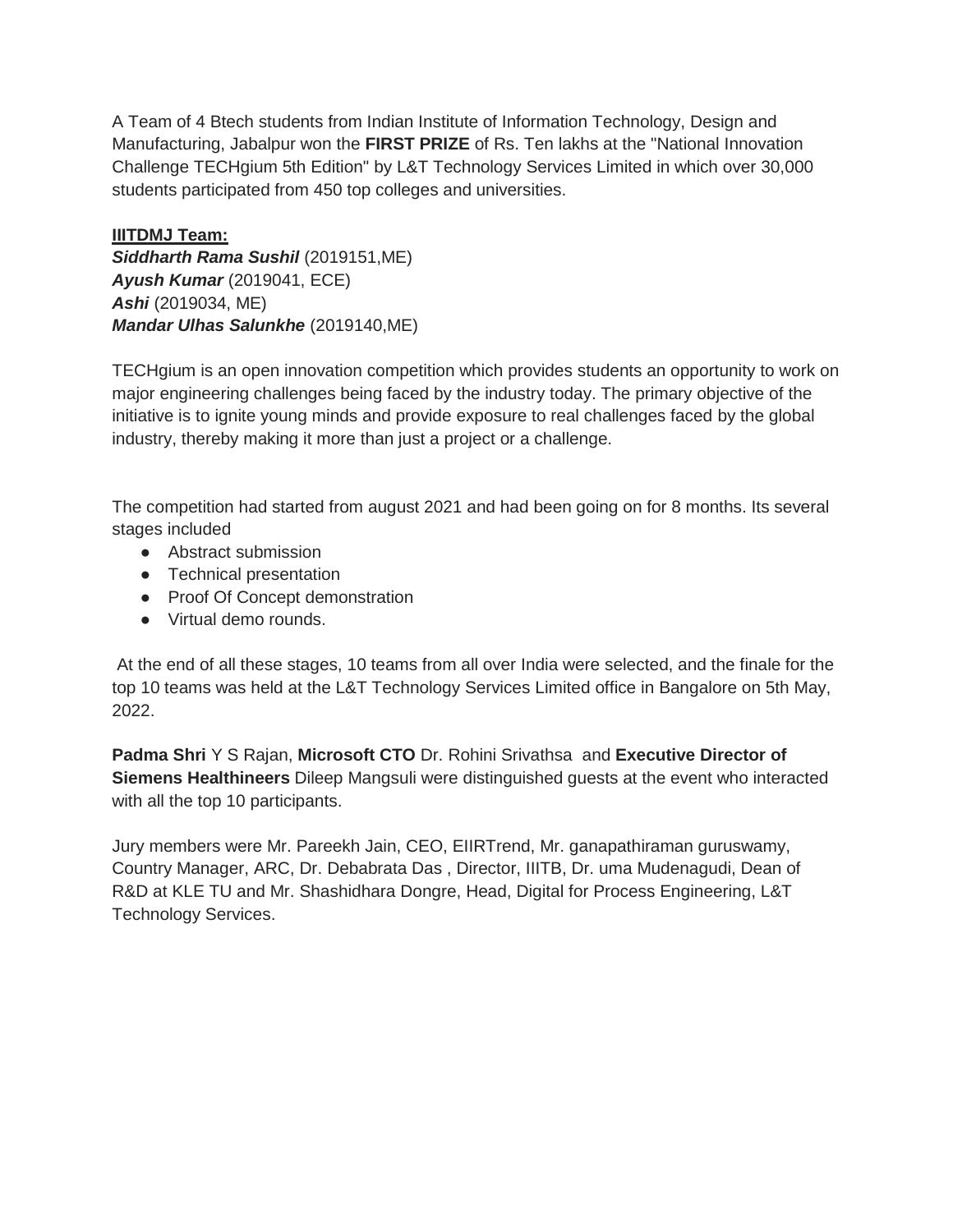A Team of 4 Btech students from Indian Institute of Information Technology, Design and Manufacturing, Jabalpur won the **FIRST PRIZE** of Rs. Ten lakhs at the "National Innovation Challenge TECHgium 5th Edition" by L&T Technology Services Limited in which over 30,000 students participated from 450 top colleges and universities.

**IIITDMJ Team:**
***Siddharth Rama Sushil*** (2019151,ME)
***Ayush Kumar*** (2019041, ECE)
***Ashi*** (2019034, ME)
***Mandar Ulhas Salunkhe*** (2019140,ME)

TECHgium is an open innovation competition which provides students an opportunity to work on major engineering challenges being faced by the industry today. The primary objective of the initiative is to ignite young minds and provide exposure to real challenges faced by the global industry, thereby making it more than just a project or a challenge.

The competition had started from august 2021 and had been going on for 8 months. Its several stages included

- Abstract submission
- Technical presentation
- Proof Of Concept demonstration
- Virtual demo rounds.

At the end of all these stages, 10 teams from all over India were selected, and the finale for the top 10 teams was held at the L&T Technology Services Limited office in Bangalore on 5th May, 2022.

**Padma Shri** Y S Rajan, **Microsoft CTO** Dr. Rohini Srivathsa and **Executive Director of Siemens Healthineers** Dileep Mangsuli were distinguished guests at the event who interacted with all the top 10 participants.

Jury members were Mr. Pareekh Jain, CEO, EIIRTrend, Mr. ganapathiraman guruswamy, Country Manager, ARC, Dr. Debabrata Das , Director, IIITB, Dr. uma Mudenagudi, Dean of R&D at KLE TU and Mr. Shashidhara Dongre, Head, Digital for Process Engineering, L&T Technology Services.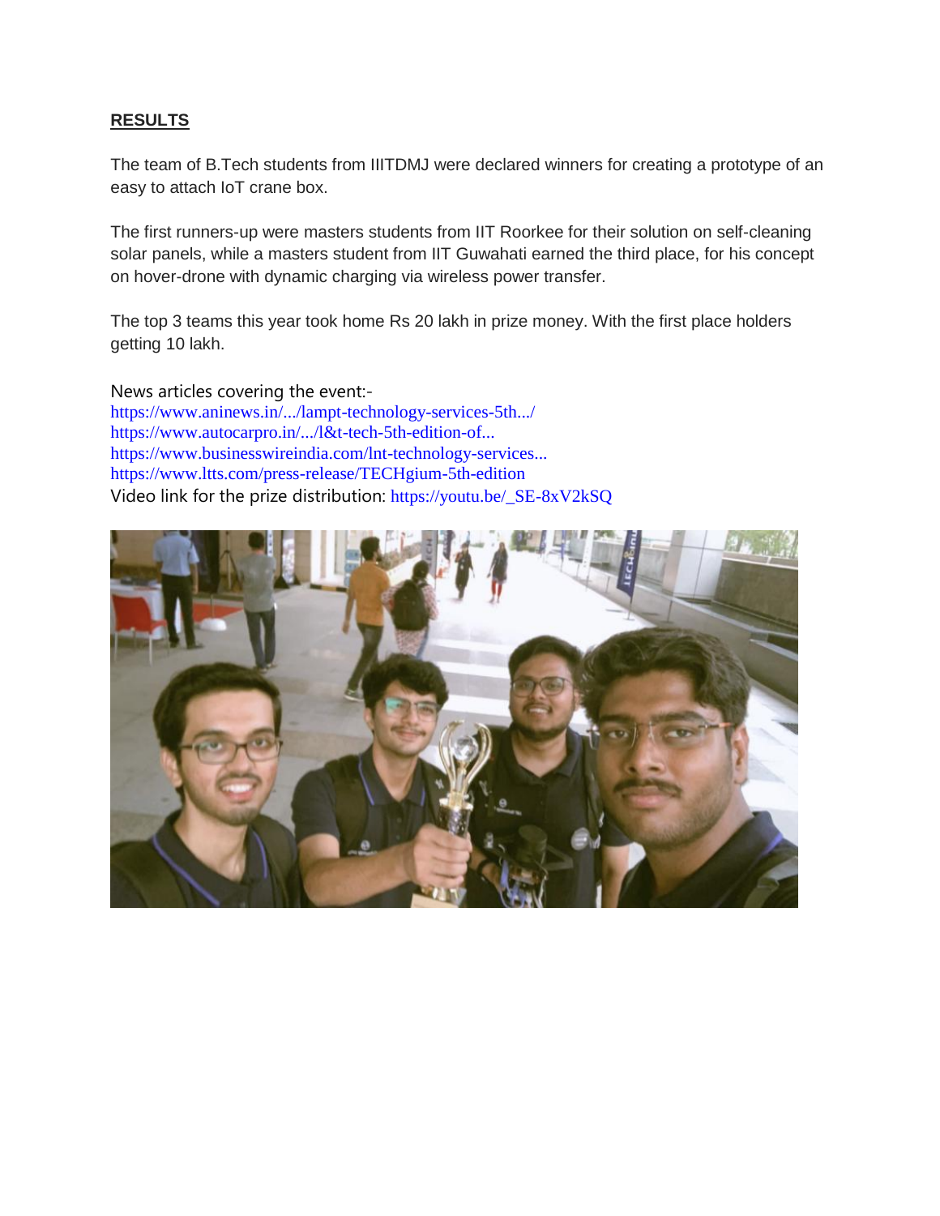## RESULTS

The team of B.Tech students from IIITDMJ were declared winners for creating a prototype of an easy to attach IoT crane box.

The first runners-up were masters students from IIT Roorkee for their solution on self-cleaning solar panels, while a masters student from IIT Guwahati earned the third place, for his concept on hover-drone with dynamic charging via wireless power transfer.

The top 3 teams this year took home Rs 20 lakh in prize money. With the first place holders getting 10 lakh.

News articles covering the event:-
https://www.aninews.in/.../lampt-technology-services-5th.../
https://www.autocarpro.in/.../l&t-tech-5th-edition-of...
https://www.businesswireindia.com/lnt-technology-services...
https://www.ltts.com/press-release/TECHgium-5th-edition
Video link for the prize distribution: https://youtu.be/_SE-8xV2kSQ